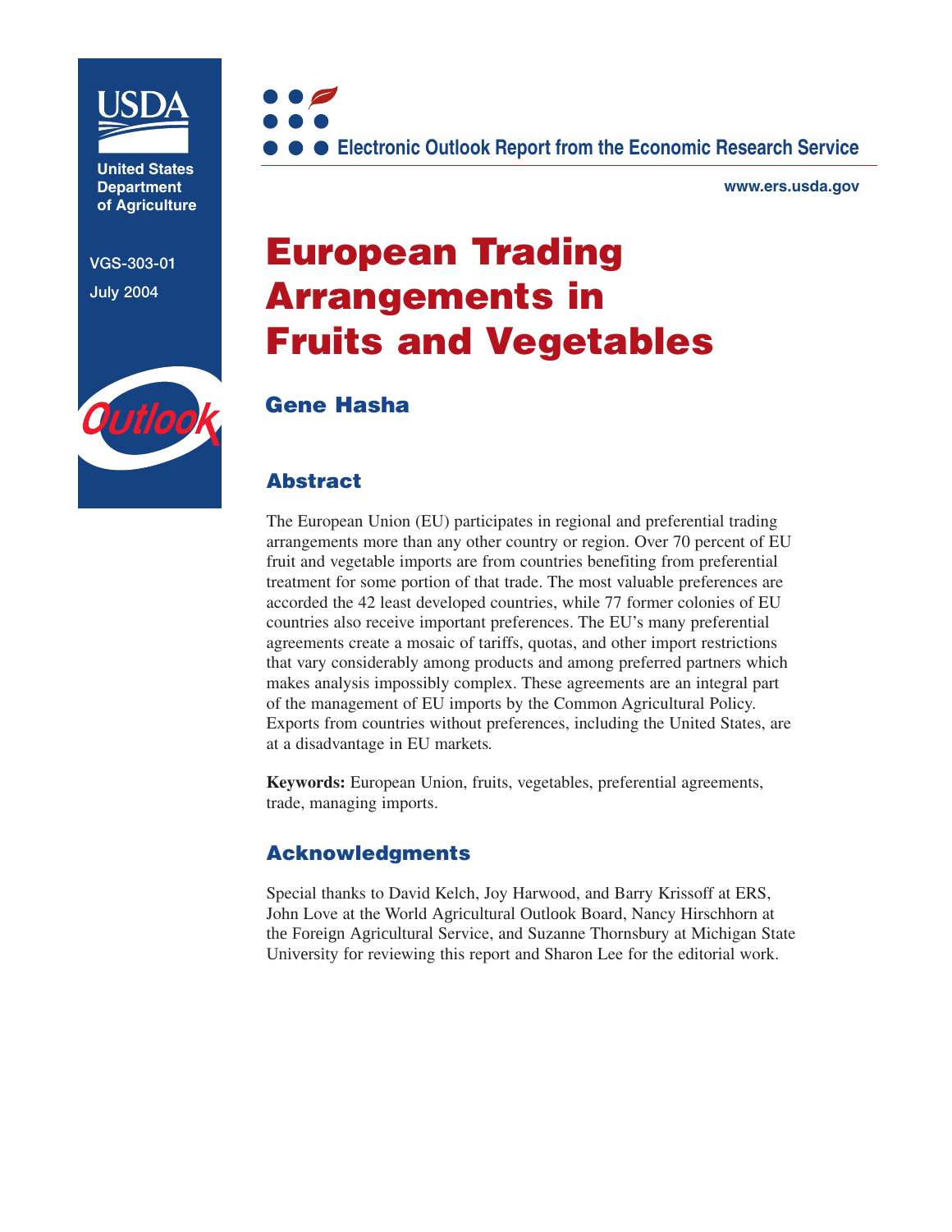United States Department of Agriculture

VGS-303-01

July 2004

Outlook

Electronic Outlook Report from the Economic Research Service

www.ers.usda.gov

# European Trading Arrangements in Fruits and Vegetables

## Gene Hasha

## Abstract

The European Union (EU) participates in regional and preferential trading arrangements more than any other country or region. Over 70 percent of EU fruit and vegetable imports are from countries benefiting from preferential treatment for some portion of that trade. The most valuable preferences are accorded the 42 least developed countries, while 77 former colonies of EU countries also receive important preferences. The EU's many preferential agreements create a mosaic of tariffs, quotas, and other import restrictions that vary considerably among products and among preferred partners which makes analysis impossibly complex. These agreements are an integral part of the management of EU imports by the Common Agricultural Policy. Exports from countries without preferences, including the United States, are at a disadvantage in EU markets.

**Keywords:** European Union, fruits, vegetables, preferential agreements, trade, managing imports.

## Acknowledgments

Special thanks to David Kelch, Joy Harwood, and Barry Krissoff at ERS, John Love at the World Agricultural Outlook Board, Nancy Hirschhorn at the Foreign Agricultural Service, and Suzanne Thornsbury at Michigan State University for reviewing this report and Sharon Lee for the editorial work.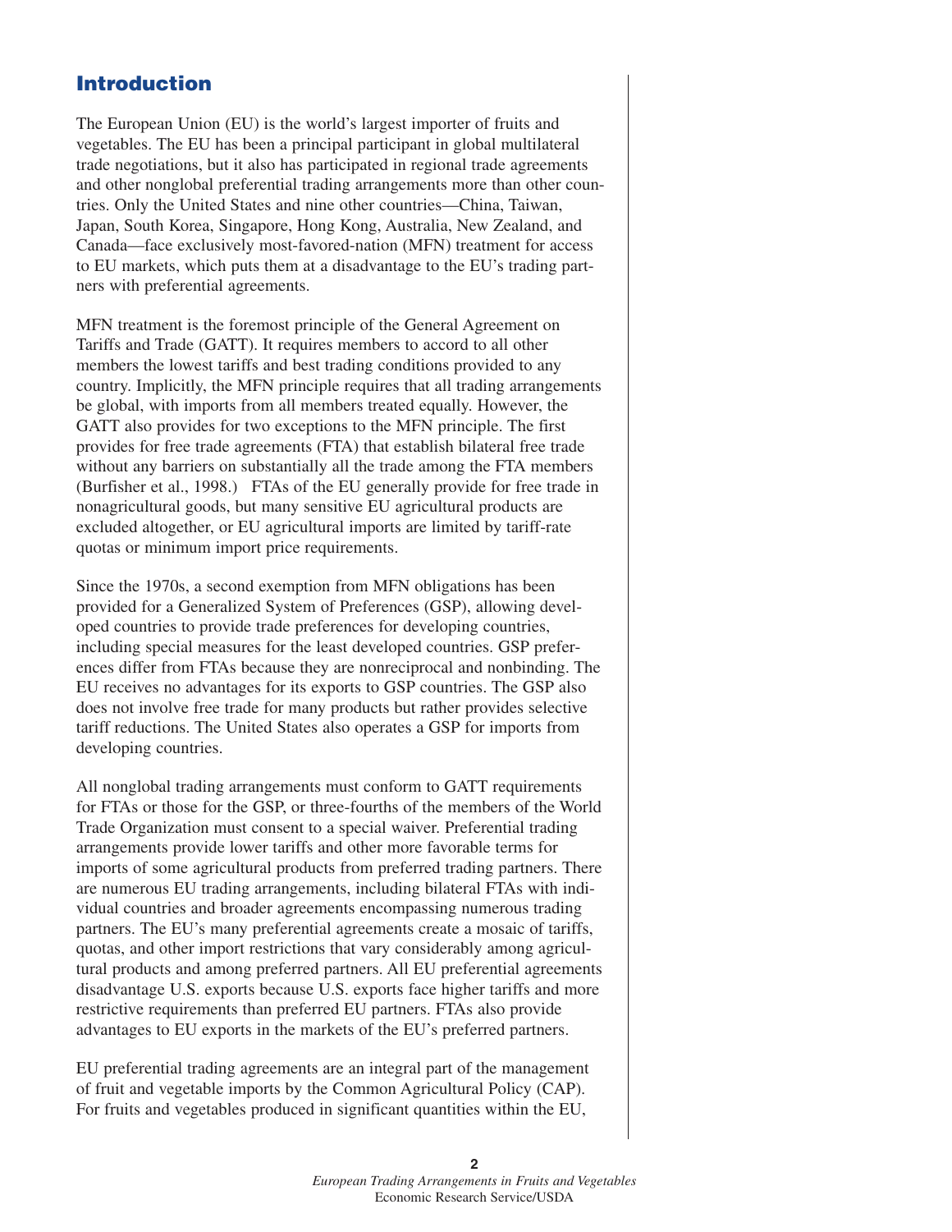## Introduction

The European Union (EU) is the world's largest importer of fruits and vegetables. The EU has been a principal participant in global multilateral trade negotiations, but it also has participated in regional trade agreements and other nonglobal preferential trading arrangements more than other countries. Only the United States and nine other countries—China, Taiwan, Japan, South Korea, Singapore, Hong Kong, Australia, New Zealand, and Canada—face exclusively most-favored-nation (MFN) treatment for access to EU markets, which puts them at a disadvantage to the EU's trading partners with preferential agreements.

MFN treatment is the foremost principle of the General Agreement on Tariffs and Trade (GATT). It requires members to accord to all other members the lowest tariffs and best trading conditions provided to any country. Implicitly, the MFN principle requires that all trading arrangements be global, with imports from all members treated equally. However, the GATT also provides for two exceptions to the MFN principle. The first provides for free trade agreements (FTA) that establish bilateral free trade without any barriers on substantially all the trade among the FTA members (Burfisher et al., 1998.) FTAs of the EU generally provide for free trade in nonagricultural goods, but many sensitive EU agricultural products are excluded altogether, or EU agricultural imports are limited by tariff-rate quotas or minimum import price requirements.

Since the 1970s, a second exemption from MFN obligations has been provided for a Generalized System of Preferences (GSP), allowing developed countries to provide trade preferences for developing countries, including special measures for the least developed countries. GSP preferences differ from FTAs because they are nonreciprocal and nonbinding. The EU receives no advantages for its exports to GSP countries. The GSP also does not involve free trade for many products but rather provides selective tariff reductions. The United States also operates a GSP for imports from developing countries.

All nonglobal trading arrangements must conform to GATT requirements for FTAs or those for the GSP, or three-fourths of the members of the World Trade Organization must consent to a special waiver. Preferential trading arrangements provide lower tariffs and other more favorable terms for imports of some agricultural products from preferred trading partners. There are numerous EU trading arrangements, including bilateral FTAs with individual countries and broader agreements encompassing numerous trading partners. The EU's many preferential agreements create a mosaic of tariffs, quotas, and other import restrictions that vary considerably among agricultural products and among preferred partners. All EU preferential agreements disadvantage U.S. exports because U.S. exports face higher tariffs and more restrictive requirements than preferred EU partners. FTAs also provide advantages to EU exports in the markets of the EU's preferred partners.

EU preferential trading agreements are an integral part of the management of fruit and vegetable imports by the Common Agricultural Policy (CAP). For fruits and vegetables produced in significant quantities within the EU,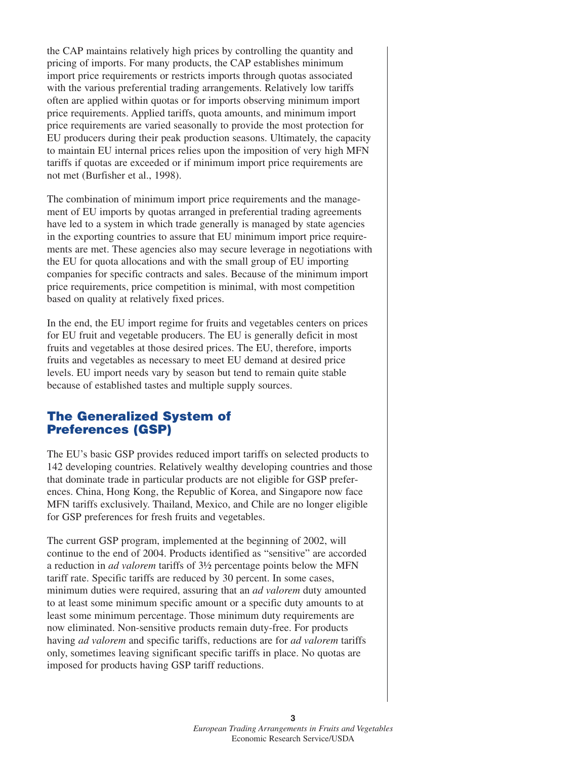the CAP maintains relatively high prices by controlling the quantity and pricing of imports. For many products, the CAP establishes minimum import price requirements or restricts imports through quotas associated with the various preferential trading arrangements. Relatively low tariffs often are applied within quotas or for imports observing minimum import price requirements. Applied tariffs, quota amounts, and minimum import price requirements are varied seasonally to provide the most protection for EU producers during their peak production seasons. Ultimately, the capacity to maintain EU internal prices relies upon the imposition of very high MFN tariffs if quotas are exceeded or if minimum import price requirements are not met (Burfisher et al., 1998).

The combination of minimum import price requirements and the management of EU imports by quotas arranged in preferential trading agreements have led to a system in which trade generally is managed by state agencies in the exporting countries to assure that EU minimum import price requirements are met. These agencies also may secure leverage in negotiations with the EU for quota allocations and with the small group of EU importing companies for specific contracts and sales. Because of the minimum import price requirements, price competition is minimal, with most competition based on quality at relatively fixed prices.

In the end, the EU import regime for fruits and vegetables centers on prices for EU fruit and vegetable producers. The EU is generally deficit in most fruits and vegetables at those desired prices. The EU, therefore, imports fruits and vegetables as necessary to meet EU demand at desired price levels. EU import needs vary by season but tend to remain quite stable because of established tastes and multiple supply sources.

## The Generalized System of Preferences (GSP)

The EU's basic GSP provides reduced import tariffs on selected products to 142 developing countries. Relatively wealthy developing countries and those that dominate trade in particular products are not eligible for GSP preferences. China, Hong Kong, the Republic of Korea, and Singapore now face MFN tariffs exclusively. Thailand, Mexico, and Chile are no longer eligible for GSP preferences for fresh fruits and vegetables.

The current GSP program, implemented at the beginning of 2002, will continue to the end of 2004. Products identified as "sensitive" are accorded a reduction in *ad valorem* tariffs of 3½ percentage points below the MFN tariff rate. Specific tariffs are reduced by 30 percent. In some cases, minimum duties were required, assuring that an *ad valorem* duty amounted to at least some minimum specific amount or a specific duty amounts to at least some minimum percentage. Those minimum duty requirements are now eliminated. Non-sensitive products remain duty-free. For products having *ad valorem* and specific tariffs, reductions are for *ad valorem* tariffs only, sometimes leaving significant specific tariffs in place. No quotas are imposed for products having GSP tariff reductions.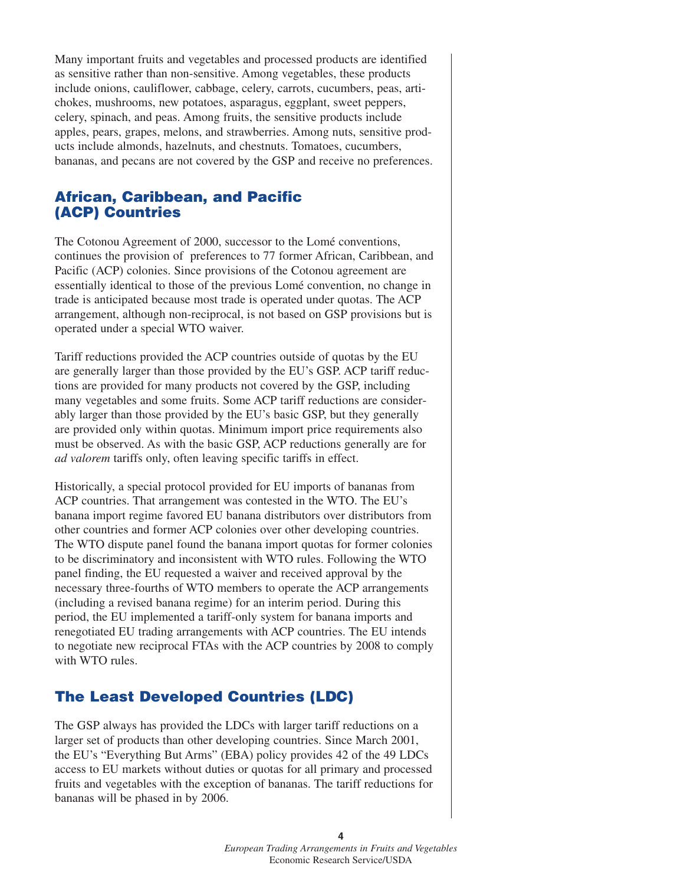Many important fruits and vegetables and processed products are identified as sensitive rather than non-sensitive. Among vegetables, these products include onions, cauliflower, cabbage, celery, carrots, cucumbers, peas, artichokes, mushrooms, new potatoes, asparagus, eggplant, sweet peppers, celery, spinach, and peas. Among fruits, the sensitive products include apples, pears, grapes, melons, and strawberries. Among nuts, sensitive products include almonds, hazelnuts, and chestnuts. Tomatoes, cucumbers, bananas, and pecans are not covered by the GSP and receive no preferences.

## African, Caribbean, and Pacific (ACP) Countries

The Cotonou Agreement of 2000, successor to the Lomé conventions, continues the provision of preferences to 77 former African, Caribbean, and Pacific (ACP) colonies. Since provisions of the Cotonou agreement are essentially identical to those of the previous Lomé convention, no change in trade is anticipated because most trade is operated under quotas. The ACP arrangement, although non-reciprocal, is not based on GSP provisions but is operated under a special WTO waiver.

Tariff reductions provided the ACP countries outside of quotas by the EU are generally larger than those provided by the EU's GSP. ACP tariff reductions are provided for many products not covered by the GSP, including many vegetables and some fruits. Some ACP tariff reductions are considerably larger than those provided by the EU's basic GSP, but they generally are provided only within quotas. Minimum import price requirements also must be observed. As with the basic GSP, ACP reductions generally are for *ad valorem* tariffs only, often leaving specific tariffs in effect.

Historically, a special protocol provided for EU imports of bananas from ACP countries. That arrangement was contested in the WTO. The EU's banana import regime favored EU banana distributors over distributors from other countries and former ACP colonies over other developing countries. The WTO dispute panel found the banana import quotas for former colonies to be discriminatory and inconsistent with WTO rules. Following the WTO panel finding, the EU requested a waiver and received approval by the necessary three-fourths of WTO members to operate the ACP arrangements (including a revised banana regime) for an interim period. During this period, the EU implemented a tariff-only system for banana imports and renegotiated EU trading arrangements with ACP countries. The EU intends to negotiate new reciprocal FTAs with the ACP countries by 2008 to comply with WTO rules.

## The Least Developed Countries (LDC)

The GSP always has provided the LDCs with larger tariff reductions on a larger set of products than other developing countries. Since March 2001, the EU's "Everything But Arms" (EBA) policy provides 42 of the 49 LDCs access to EU markets without duties or quotas for all primary and processed fruits and vegetables with the exception of bananas. The tariff reductions for bananas will be phased in by 2006.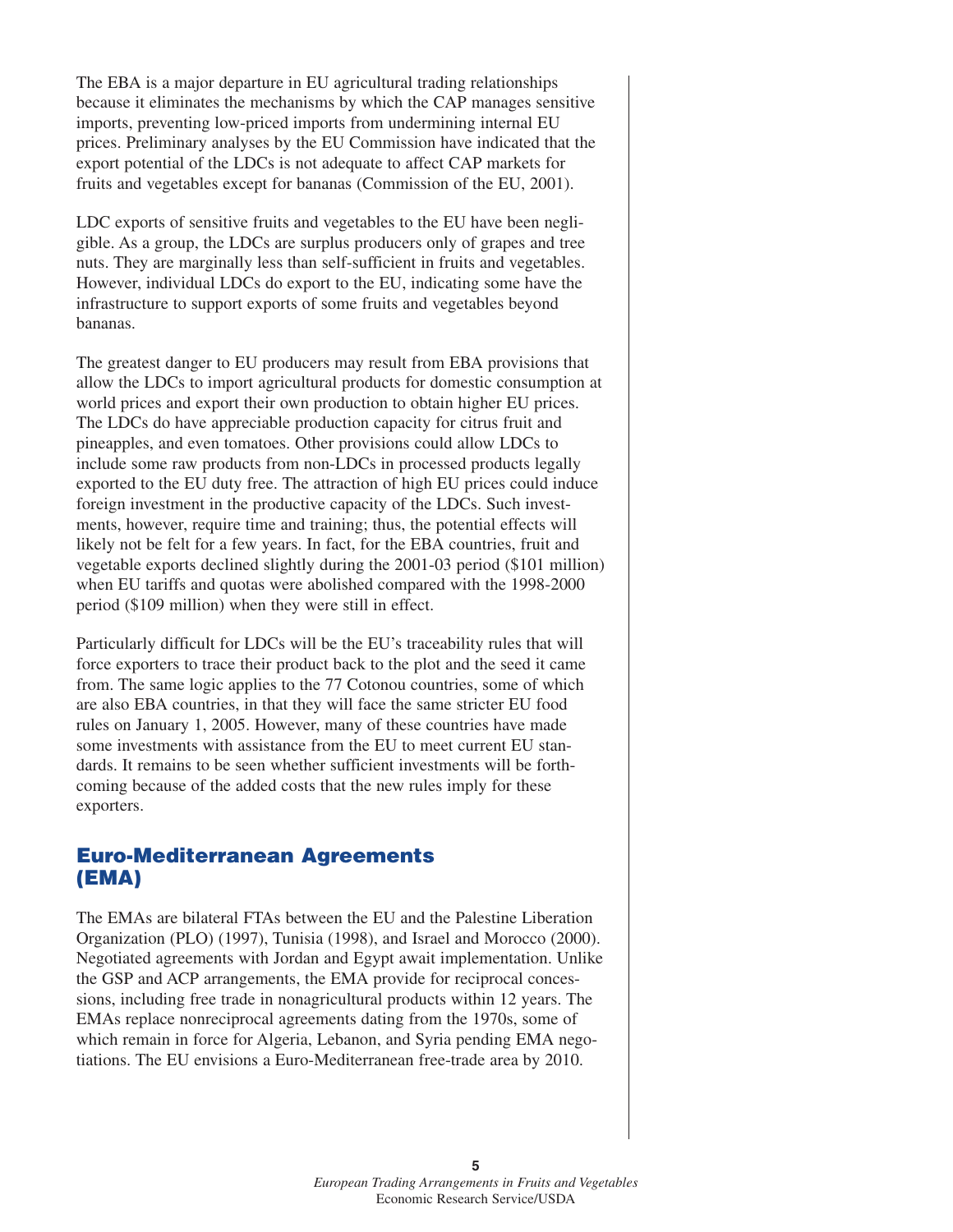The EBA is a major departure in EU agricultural trading relationships because it eliminates the mechanisms by which the CAP manages sensitive imports, preventing low-priced imports from undermining internal EU prices. Preliminary analyses by the EU Commission have indicated that the export potential of the LDCs is not adequate to affect CAP markets for fruits and vegetables except for bananas (Commission of the EU, 2001).

LDC exports of sensitive fruits and vegetables to the EU have been negligible. As a group, the LDCs are surplus producers only of grapes and tree nuts. They are marginally less than self-sufficient in fruits and vegetables. However, individual LDCs do export to the EU, indicating some have the infrastructure to support exports of some fruits and vegetables beyond bananas.

The greatest danger to EU producers may result from EBA provisions that allow the LDCs to import agricultural products for domestic consumption at world prices and export their own production to obtain higher EU prices. The LDCs do have appreciable production capacity for citrus fruit and pineapples, and even tomatoes. Other provisions could allow LDCs to include some raw products from non-LDCs in processed products legally exported to the EU duty free. The attraction of high EU prices could induce foreign investment in the productive capacity of the LDCs. Such investments, however, require time and training; thus, the potential effects will likely not be felt for a few years. In fact, for the EBA countries, fruit and vegetable exports declined slightly during the 2001-03 period ($101 million) when EU tariffs and quotas were abolished compared with the 1998-2000 period ($109 million) when they were still in effect.

Particularly difficult for LDCs will be the EU's traceability rules that will force exporters to trace their product back to the plot and the seed it came from. The same logic applies to the 77 Cotonou countries, some of which are also EBA countries, in that they will face the same stricter EU food rules on January 1, 2005. However, many of these countries have made some investments with assistance from the EU to meet current EU standards. It remains to be seen whether sufficient investments will be forthcoming because of the added costs that the new rules imply for these exporters.

## Euro-Mediterranean Agreements (EMA)

The EMAs are bilateral FTAs between the EU and the Palestine Liberation Organization (PLO) (1997), Tunisia (1998), and Israel and Morocco (2000). Negotiated agreements with Jordan and Egypt await implementation. Unlike the GSP and ACP arrangements, the EMA provide for reciprocal concessions, including free trade in nonagricultural products within 12 years. The EMAs replace nonreciprocal agreements dating from the 1970s, some of which remain in force for Algeria, Lebanon, and Syria pending EMA negotiations. The EU envisions a Euro-Mediterranean free-trade area by 2010.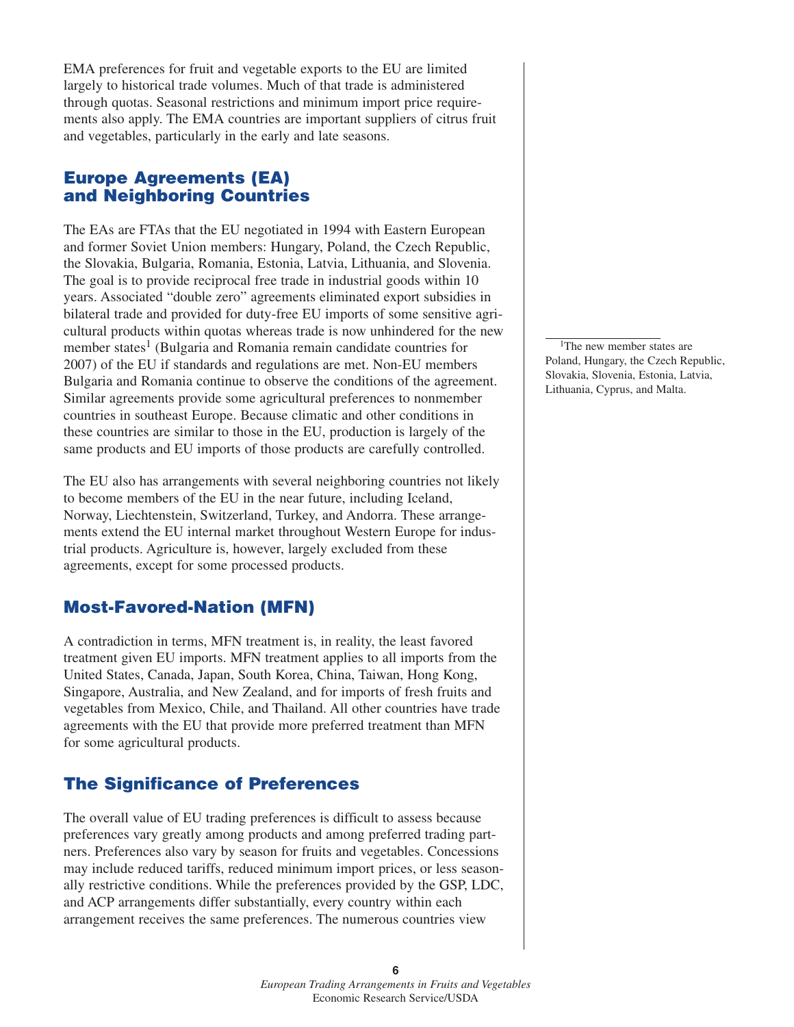EMA preferences for fruit and vegetable exports to the EU are limited largely to historical trade volumes. Much of that trade is administered through quotas. Seasonal restrictions and minimum import price requirements also apply. The EMA countries are important suppliers of citrus fruit and vegetables, particularly in the early and late seasons.

## Europe Agreements (EA) and Neighboring Countries

The EAs are FTAs that the EU negotiated in 1994 with Eastern European and former Soviet Union members: Hungary, Poland, the Czech Republic, the Slovakia, Bulgaria, Romania, Estonia, Latvia, Lithuania, and Slovenia. The goal is to provide reciprocal free trade in industrial goods within 10 years. Associated "double zero" agreements eliminated export subsidies in bilateral trade and provided for duty-free EU imports of some sensitive agricultural products within quotas whereas trade is now unhindered for the new member states[1] (Bulgaria and Romania remain candidate countries for 2007) of the EU if standards and regulations are met. Non-EU members Bulgaria and Romania continue to observe the conditions of the agreement. Similar agreements provide some agricultural preferences to nonmember countries in southeast Europe. Because climatic and other conditions in these countries are similar to those in the EU, production is largely of the same products and EU imports of those products are carefully controlled.

The EU also has arrangements with several neighboring countries not likely to become members of the EU in the near future, including Iceland, Norway, Liechtenstein, Switzerland, Turkey, and Andorra. These arrangements extend the EU internal market throughout Western Europe for industrial products. Agriculture is, however, largely excluded from these agreements, except for some processed products.

## Most-Favored-Nation (MFN)

A contradiction in terms, MFN treatment is, in reality, the least favored treatment given EU imports. MFN treatment applies to all imports from the United States, Canada, Japan, South Korea, China, Taiwan, Hong Kong, Singapore, Australia, and New Zealand, and for imports of fresh fruits and vegetables from Mexico, Chile, and Thailand. All other countries have trade agreements with the EU that provide more preferred treatment than MFN for some agricultural products.

## The Significance of Preferences

The overall value of EU trading preferences is difficult to assess because preferences vary greatly among products and among preferred trading partners. Preferences also vary by season for fruits and vegetables. Concessions may include reduced tariffs, reduced minimum import prices, or less seasonally restrictive conditions. While the preferences provided by the GSP, LDC, and ACP arrangements differ substantially, every country within each arrangement receives the same preferences. The numerous countries view

[1] The new member states are Poland, Hungary, the Czech Republic, Slovakia, Slovenia, Estonia, Latvia, Lithuania, Cyprus, and Malta.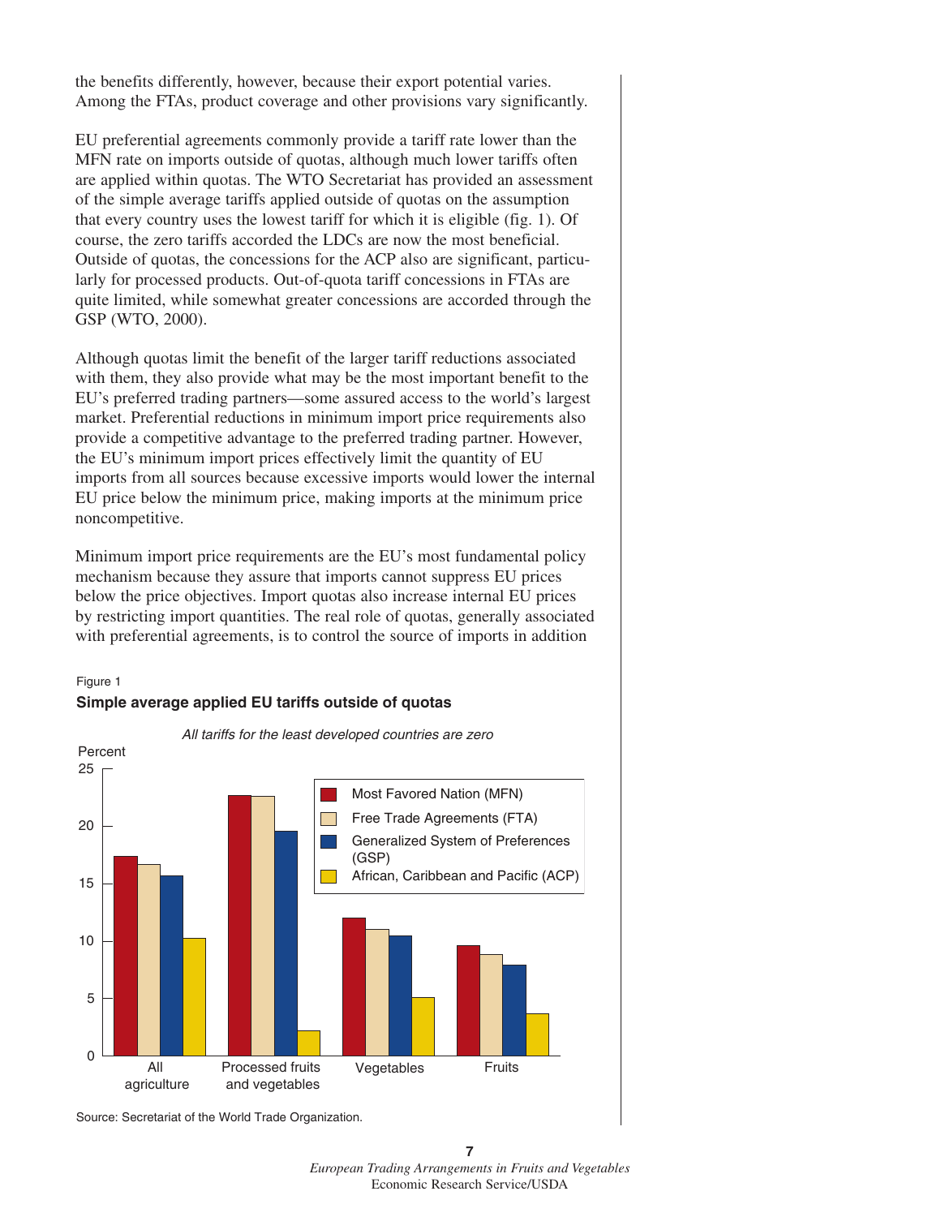the benefits differently, however, because their export potential varies. Among the FTAs, product coverage and other provisions vary significantly.

EU preferential agreements commonly provide a tariff rate lower than the MFN rate on imports outside of quotas, although much lower tariffs often are applied within quotas. The WTO Secretariat has provided an assessment of the simple average tariffs applied outside of quotas on the assumption that every country uses the lowest tariff for which it is eligible (fig. 1). Of course, the zero tariffs accorded the LDCs are now the most beneficial. Outside of quotas, the concessions for the ACP also are significant, particularly for processed products. Out-of-quota tariff concessions in FTAs are quite limited, while somewhat greater concessions are accorded through the GSP (WTO, 2000).

Although quotas limit the benefit of the larger tariff reductions associated with them, they also provide what may be the most important benefit to the EU's preferred trading partners—some assured access to the world's largest market. Preferential reductions in minimum import price requirements also provide a competitive advantage to the preferred trading partner. However, the EU's minimum import prices effectively limit the quantity of EU imports from all sources because excessive imports would lower the internal EU price below the minimum price, making imports at the minimum price noncompetitive.

Minimum import price requirements are the EU's most fundamental policy mechanism because they assure that imports cannot suppress EU prices below the price objectives. Import quotas also increase internal EU prices by restricting import quantities. The real role of quotas, generally associated with preferential agreements, is to control the source of imports in addition

Figure 1

**Simple average applied EU tariffs outside of quotas**

*All tariffs for the least developed countries are zero*

Percent

25
20
15
10
5
0

Most Favored Nation (MFN)
Free Trade Agreements (FTA)
Generalized System of Preferences (GSP)
African, Caribbean and Pacific (ACP)

All agriculture
Processed fruits and vegetables
Vegetables
Fruits

Source: Secretariat of the World Trade Organization.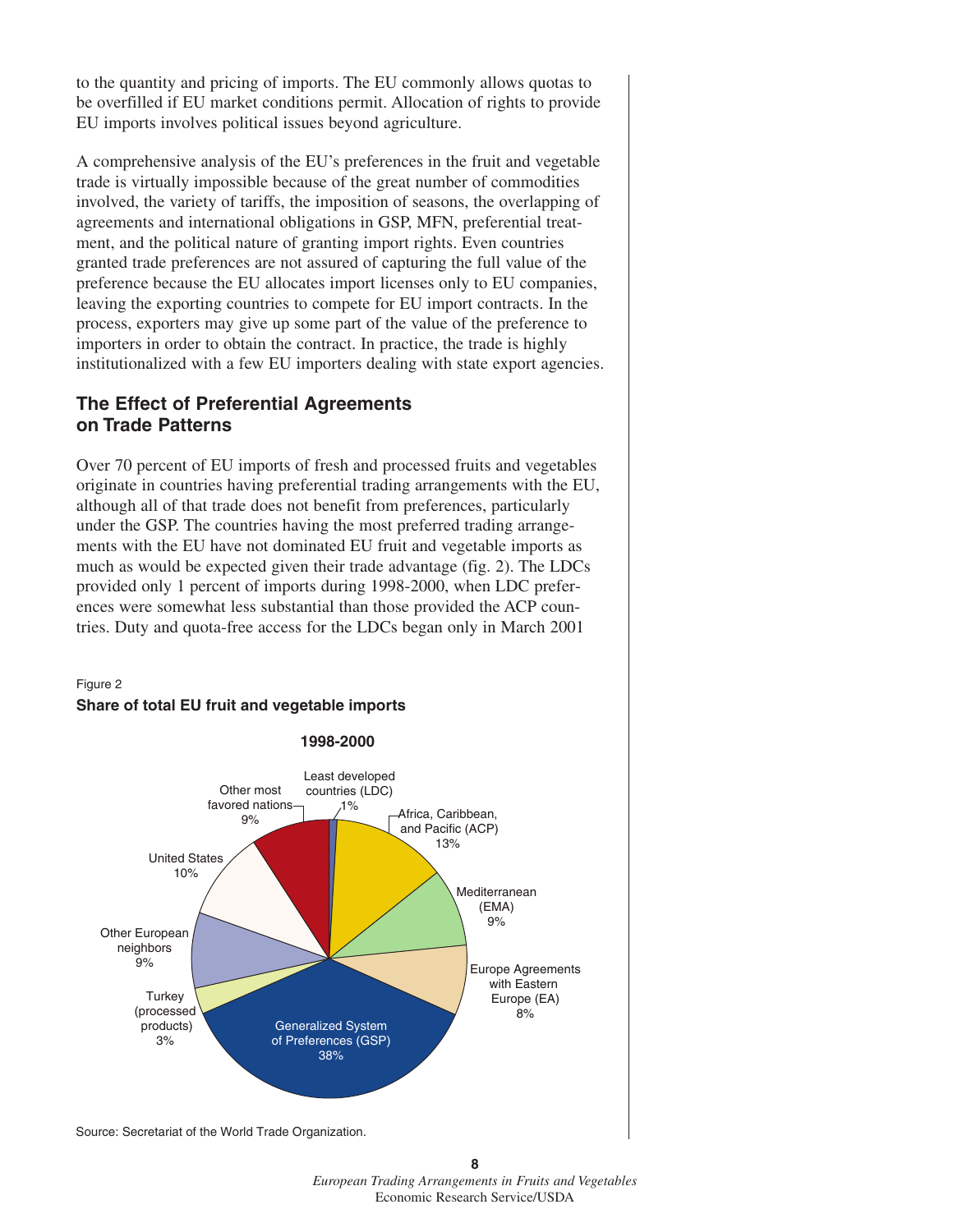to the quantity and pricing of imports. The EU commonly allows quotas to be overfilled if EU market conditions permit. Allocation of rights to provide EU imports involves political issues beyond agriculture.

A comprehensive analysis of the EU's preferences in the fruit and vegetable trade is virtually impossible because of the great number of commodities involved, the variety of tariffs, the imposition of seasons, the overlapping of agreements and international obligations in GSP, MFN, preferential treatment, and the political nature of granting import rights. Even countries granted trade preferences are not assured of capturing the full value of the preference because the EU allocates import licenses only to EU companies, leaving the exporting countries to compete for EU import contracts. In the process, exporters may give up some part of the value of the preference to importers in order to obtain the contract. In practice, the trade is highly institutionalized with a few EU importers dealing with state export agencies.

## The Effect of Preferential Agreements on Trade Patterns

Over 70 percent of EU imports of fresh and processed fruits and vegetables originate in countries having preferential trading arrangements with the EU, although all of that trade does not benefit from preferences, particularly under the GSP. The countries having the most preferred trading arrangements with the EU have not dominated EU fruit and vegetable imports as much as would be expected given their trade advantage (fig. 2). The LDCs provided only 1 percent of imports during 1998-2000, when LDC preferences were somewhat less substantial than those provided the ACP countries. Duty and quota-free access for the LDCs began only in March 2001

Figure 2

**Share of total EU fruit and vegetable imports**

1998-2000

Least developed countries (LDC) 1%

Africa, Caribbean, and Pacific (ACP) 13%

Mediterranean (EMA) 9%

Europe Agreements with Eastern Europe (EA) 8%

Generalized System of Preferences (GSP) 38%

Turkey (processed products) 3%

Other European neighbors 9%

United States 10%

Other most favored nations 9%

Source: Secretariat of the World Trade Organization.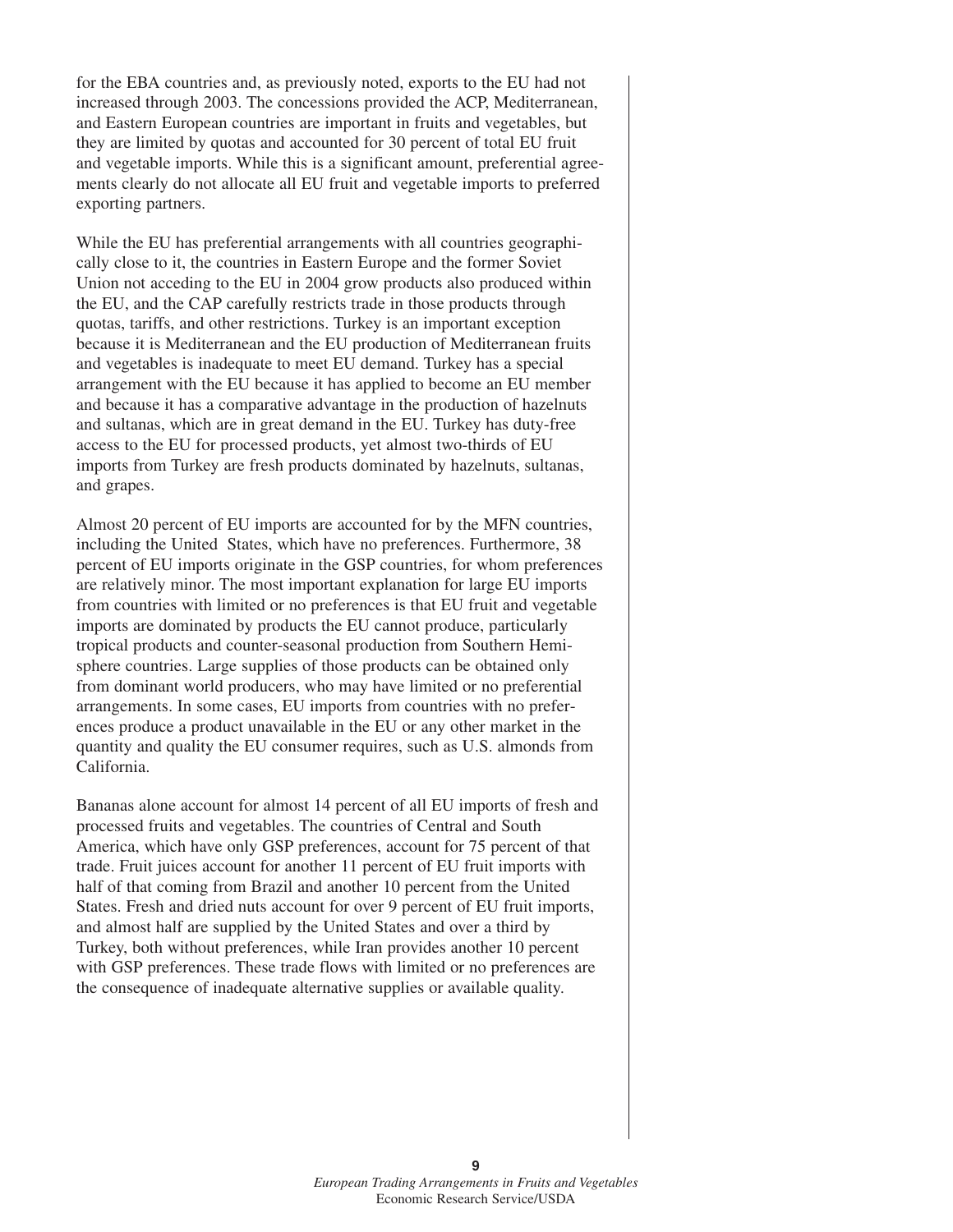for the EBA countries and, as previously noted, exports to the EU had not increased through 2003. The concessions provided the ACP, Mediterranean, and Eastern European countries are important in fruits and vegetables, but they are limited by quotas and accounted for 30 percent of total EU fruit and vegetable imports. While this is a significant amount, preferential agreements clearly do not allocate all EU fruit and vegetable imports to preferred exporting partners.

While the EU has preferential arrangements with all countries geographically close to it, the countries in Eastern Europe and the former Soviet Union not acceding to the EU in 2004 grow products also produced within the EU, and the CAP carefully restricts trade in those products through quotas, tariffs, and other restrictions. Turkey is an important exception because it is Mediterranean and the EU production of Mediterranean fruits and vegetables is inadequate to meet EU demand. Turkey has a special arrangement with the EU because it has applied to become an EU member and because it has a comparative advantage in the production of hazelnuts and sultanas, which are in great demand in the EU. Turkey has duty-free access to the EU for processed products, yet almost two-thirds of EU imports from Turkey are fresh products dominated by hazelnuts, sultanas, and grapes.

Almost 20 percent of EU imports are accounted for by the MFN countries, including the United States, which have no preferences. Furthermore, 38 percent of EU imports originate in the GSP countries, for whom preferences are relatively minor. The most important explanation for large EU imports from countries with limited or no preferences is that EU fruit and vegetable imports are dominated by products the EU cannot produce, particularly tropical products and counter-seasonal production from Southern Hemisphere countries. Large supplies of those products can be obtained only from dominant world producers, who may have limited or no preferential arrangements. In some cases, EU imports from countries with no preferences produce a product unavailable in the EU or any other market in the quantity and quality the EU consumer requires, such as U.S. almonds from California.

Bananas alone account for almost 14 percent of all EU imports of fresh and processed fruits and vegetables. The countries of Central and South America, which have only GSP preferences, account for 75 percent of that trade. Fruit juices account for another 11 percent of EU fruit imports with half of that coming from Brazil and another 10 percent from the United States. Fresh and dried nuts account for over 9 percent of EU fruit imports, and almost half are supplied by the United States and over a third by Turkey, both without preferences, while Iran provides another 10 percent with GSP preferences. These trade flows with limited or no preferences are the consequence of inadequate alternative supplies or available quality.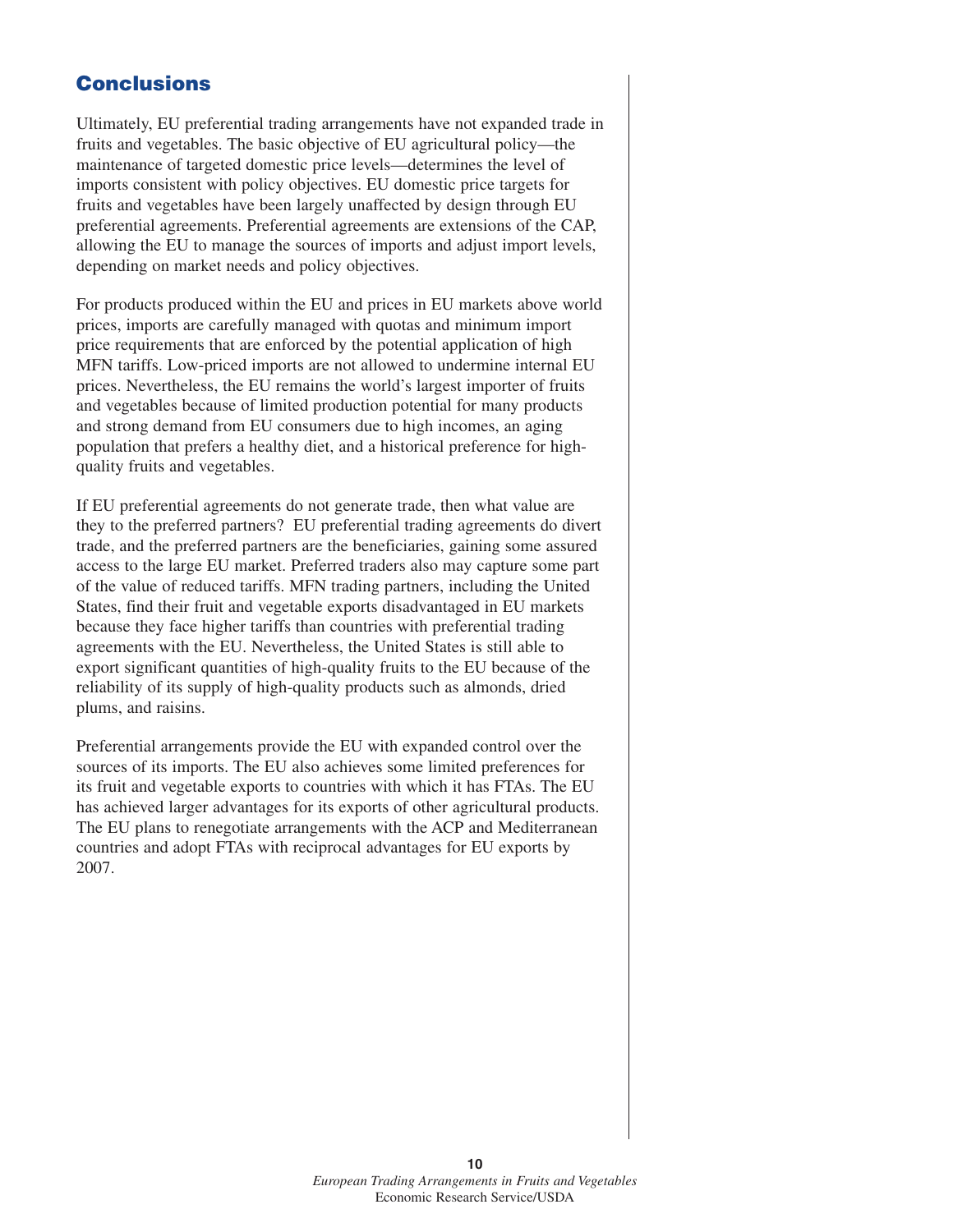## Conclusions

Ultimately, EU preferential trading arrangements have not expanded trade in fruits and vegetables. The basic objective of EU agricultural policy—the maintenance of targeted domestic price levels—determines the level of imports consistent with policy objectives. EU domestic price targets for fruits and vegetables have been largely unaffected by design through EU preferential agreements. Preferential agreements are extensions of the CAP, allowing the EU to manage the sources of imports and adjust import levels, depending on market needs and policy objectives.

For products produced within the EU and prices in EU markets above world prices, imports are carefully managed with quotas and minimum import price requirements that are enforced by the potential application of high MFN tariffs. Low-priced imports are not allowed to undermine internal EU prices. Nevertheless, the EU remains the world's largest importer of fruits and vegetables because of limited production potential for many products and strong demand from EU consumers due to high incomes, an aging population that prefers a healthy diet, and a historical preference for high-quality fruits and vegetables.

If EU preferential agreements do not generate trade, then what value are they to the preferred partners? EU preferential trading agreements do divert trade, and the preferred partners are the beneficiaries, gaining some assured access to the large EU market. Preferred traders also may capture some part of the value of reduced tariffs. MFN trading partners, including the United States, find their fruit and vegetable exports disadvantaged in EU markets because they face higher tariffs than countries with preferential trading agreements with the EU. Nevertheless, the United States is still able to export significant quantities of high-quality fruits to the EU because of the reliability of its supply of high-quality products such as almonds, dried plums, and raisins.

Preferential arrangements provide the EU with expanded control over the sources of its imports. The EU also achieves some limited preferences for its fruit and vegetable exports to countries with which it has FTAs. The EU has achieved larger advantages for its exports of other agricultural products. The EU plans to renegotiate arrangements with the ACP and Mediterranean countries and adopt FTAs with reciprocal advantages for EU exports by 2007.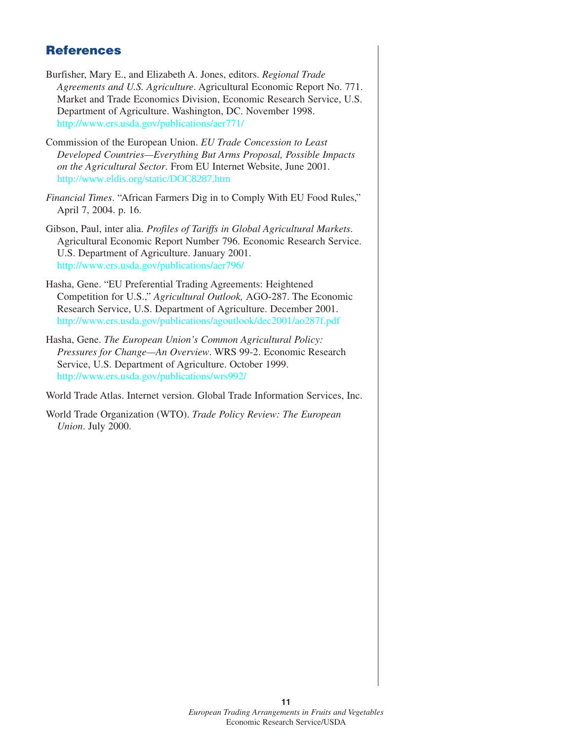## References

Burfisher, Mary E., and Elizabeth A. Jones, editors. *Regional Trade Agreements and U.S. Agriculture*. Agricultural Economic Report No. 771. Market and Trade Economics Division, Economic Research Service, U.S. Department of Agriculture. Washington, DC. November 1998. http://www.ers.usda.gov/publications/aer771/

Commission of the European Union. *EU Trade Concession to Least Developed Countries—Everything But Arms Proposal, Possible Impacts on the Agricultural Sector*. From EU Internet Website, June 2001. http://www.eldis.org/static/DOC8287.htm

*Financial Times*. "African Farmers Dig in to Comply With EU Food Rules," April 7, 2004. p. 16.

Gibson, Paul, inter alia. *Profiles of Tariffs in Global Agricultural Markets*. Agricultural Economic Report Number 796. Economic Research Service. U.S. Department of Agriculture. January 2001. http://www.ers.usda.gov/publications/aer796/

Hasha, Gene. "EU Preferential Trading Agreements: Heightened Competition for U.S.," *Agricultural Outlook,* AGO-287. The Economic Research Service, U.S. Department of Agriculture. December 2001. http://www.ers.usda.gov/publications/agoutlook/dec2001/ao287f.pdf

Hasha, Gene. *The European Union's Common Agricultural Policy: Pressures for Change—An Overview*. WRS 99-2. Economic Research Service, U.S. Department of Agriculture. October 1999. http://www.ers.usda.gov/publications/wrs992/

World Trade Atlas. Internet version. Global Trade Information Services, Inc.

World Trade Organization (WTO). *Trade Policy Review: The European Union*. July 2000.